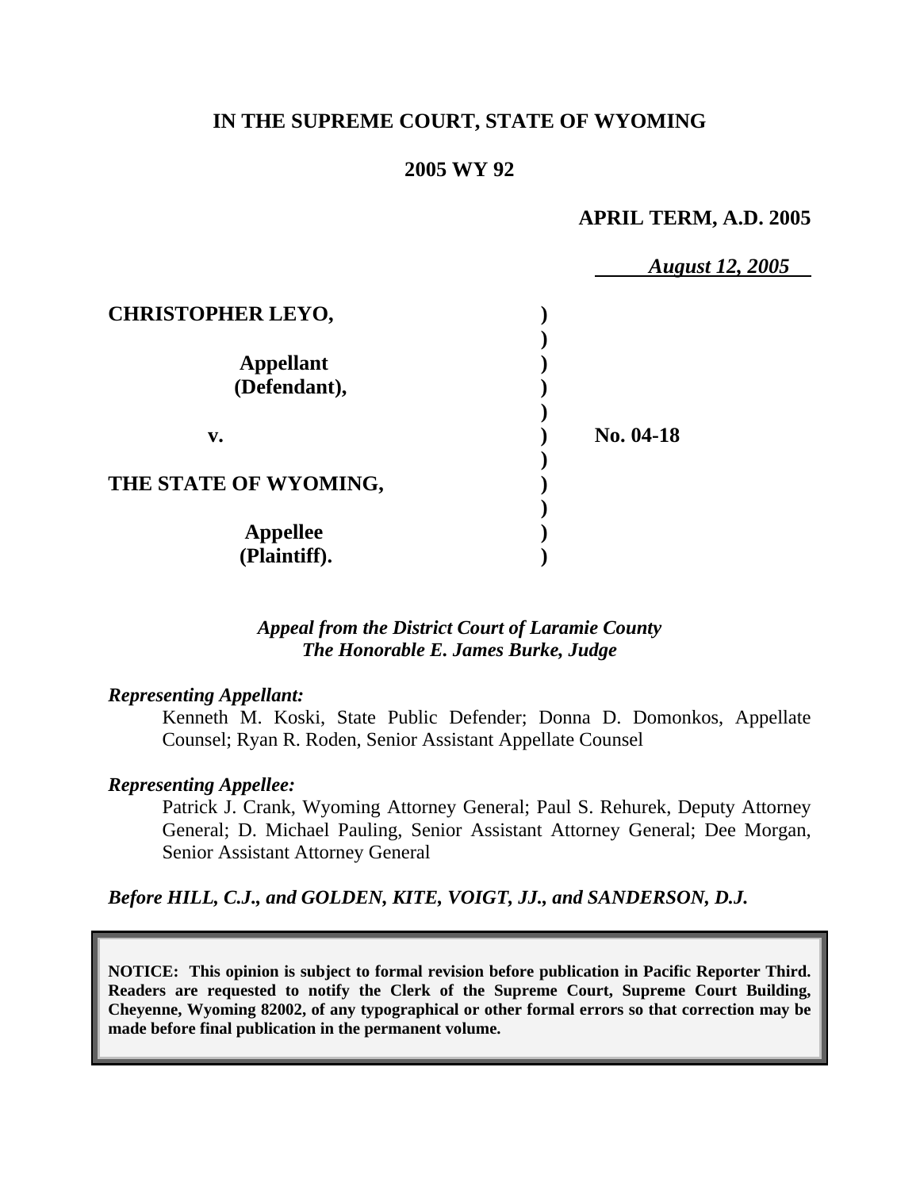**IN THE SUPREME COURT, STATE OF WYOMING**

**2005 WY 92**

**APRIL TERM, A.D. 2005**

*August 12, 2005*

| | | |
|---|---|---|
| **CHRISTOPHER LEYO,** | ) | |
| | ) | |
| **Appellant** | ) | |
| **(Defendant),** | ) | |
| | ) | |
| **v.** | ) | **No. 04-18** |
| | ) | |
| **THE STATE OF WYOMING,** | ) | |
| | ) | |
| **Appellee** | ) | |
| **(Plaintiff).** | ) | |

*Appeal from the District Court of Laramie County*
*The Honorable E. James Burke, Judge*

*Representing Appellant:*

Kenneth M. Koski, State Public Defender; Donna D. Domonkos, Appellate Counsel; Ryan R. Roden, Senior Assistant Appellate Counsel

*Representing Appellee:*

Patrick J. Crank, Wyoming Attorney General; Paul S. Rehurek, Deputy Attorney General; D. Michael Pauling, Senior Assistant Attorney General; Dee Morgan, Senior Assistant Attorney General

***Before HILL, C.J., and GOLDEN, KITE, VOIGT, JJ., and SANDERSON, D.J.***

**NOTICE: This opinion is subject to formal revision before publication in Pacific Reporter Third. Readers are requested to notify the Clerk of the Supreme Court, Supreme Court Building, Cheyenne, Wyoming 82002, of any typographical or other formal errors so that correction may be made before final publication in the permanent volume.**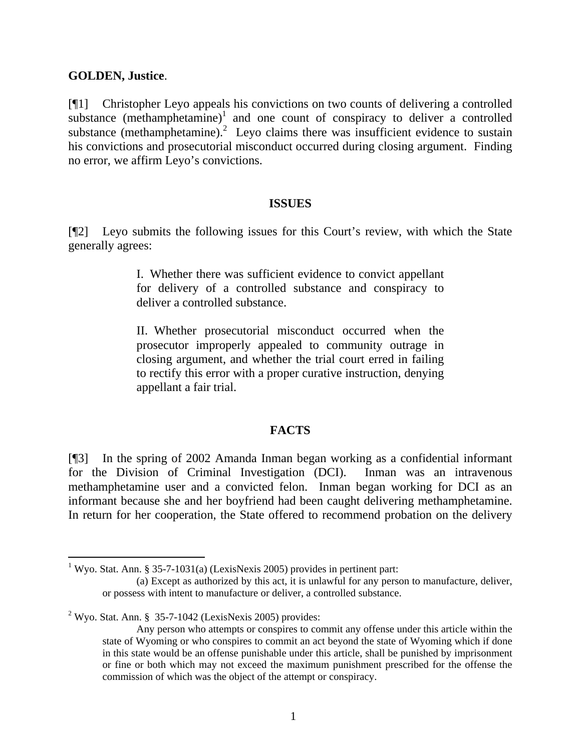**GOLDEN, Justice**.

[¶1] Christopher Leyo appeals his convictions on two counts of delivering a controlled substance (methamphetamine)[1] and one count of conspiracy to deliver a controlled substance (methamphetamine).[2] Leyo claims there was insufficient evidence to sustain his convictions and prosecutorial misconduct occurred during closing argument. Finding no error, we affirm Leyo's convictions.

## ISSUES

[¶2] Leyo submits the following issues for this Court's review, with which the State generally agrees:

> I. Whether there was sufficient evidence to convict appellant for delivery of a controlled substance and conspiracy to deliver a controlled substance.
>
> II. Whether prosecutorial misconduct occurred when the prosecutor improperly appealed to community outrage in closing argument, and whether the trial court erred in failing to rectify this error with a proper curative instruction, denying appellant a fair trial.

## FACTS

[¶3] In the spring of 2002 Amanda Inman began working as a confidential informant for the Division of Criminal Investigation (DCI). Inman was an intravenous methamphetamine user and a convicted felon. Inman began working for DCI as an informant because she and her boyfriend had been caught delivering methamphetamine. In return for her cooperation, the State offered to recommend probation on the delivery

---

[1] Wyo. Stat. Ann. § 35-7-1031(a) (LexisNexis 2005) provides in pertinent part:

> (a) Except as authorized by this act, it is unlawful for any person to manufacture, deliver, or possess with intent to manufacture or deliver, a controlled substance.

[2] Wyo. Stat. Ann. § 35-7-1042 (LexisNexis 2005) provides:

> Any person who attempts or conspires to commit any offense under this article within the state of Wyoming or who conspires to commit an act beyond the state of Wyoming which if done in this state would be an offense punishable under this article, shall be punished by imprisonment or fine or both which may not exceed the maximum punishment prescribed for the offense the commission of which was the object of the attempt or conspiracy.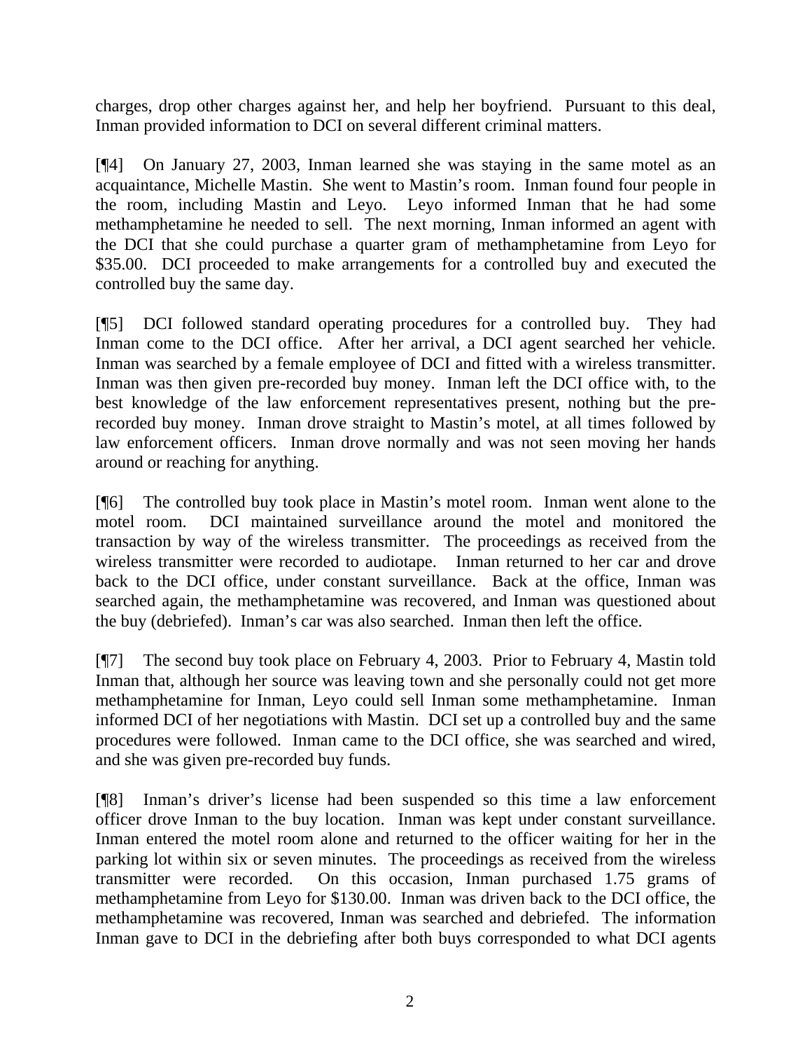charges, drop other charges against her, and help her boyfriend. Pursuant to this deal, Inman provided information to DCI on several different criminal matters.

[¶4] On January 27, 2003, Inman learned she was staying in the same motel as an acquaintance, Michelle Mastin. She went to Mastin's room. Inman found four people in the room, including Mastin and Leyo. Leyo informed Inman that he had some methamphetamine he needed to sell. The next morning, Inman informed an agent with the DCI that she could purchase a quarter gram of methamphetamine from Leyo for $35.00. DCI proceeded to make arrangements for a controlled buy and executed the controlled buy the same day.

[¶5] DCI followed standard operating procedures for a controlled buy. They had Inman come to the DCI office. After her arrival, a DCI agent searched her vehicle. Inman was searched by a female employee of DCI and fitted with a wireless transmitter. Inman was then given pre-recorded buy money. Inman left the DCI office with, to the best knowledge of the law enforcement representatives present, nothing but the pre-recorded buy money. Inman drove straight to Mastin's motel, at all times followed by law enforcement officers. Inman drove normally and was not seen moving her hands around or reaching for anything.

[¶6] The controlled buy took place in Mastin's motel room. Inman went alone to the motel room. DCI maintained surveillance around the motel and monitored the transaction by way of the wireless transmitter. The proceedings as received from the wireless transmitter were recorded to audiotape. Inman returned to her car and drove back to the DCI office, under constant surveillance. Back at the office, Inman was searched again, the methamphetamine was recovered, and Inman was questioned about the buy (debriefed). Inman's car was also searched. Inman then left the office.

[¶7] The second buy took place on February 4, 2003. Prior to February 4, Mastin told Inman that, although her source was leaving town and she personally could not get more methamphetamine for Inman, Leyo could sell Inman some methamphetamine. Inman informed DCI of her negotiations with Mastin. DCI set up a controlled buy and the same procedures were followed. Inman came to the DCI office, she was searched and wired, and she was given pre-recorded buy funds.

[¶8] Inman's driver's license had been suspended so this time a law enforcement officer drove Inman to the buy location. Inman was kept under constant surveillance. Inman entered the motel room alone and returned to the officer waiting for her in the parking lot within six or seven minutes. The proceedings as received from the wireless transmitter were recorded. On this occasion, Inman purchased 1.75 grams of methamphetamine from Leyo for $130.00. Inman was driven back to the DCI office, the methamphetamine was recovered, Inman was searched and debriefed. The information Inman gave to DCI in the debriefing after both buys corresponded to what DCI agents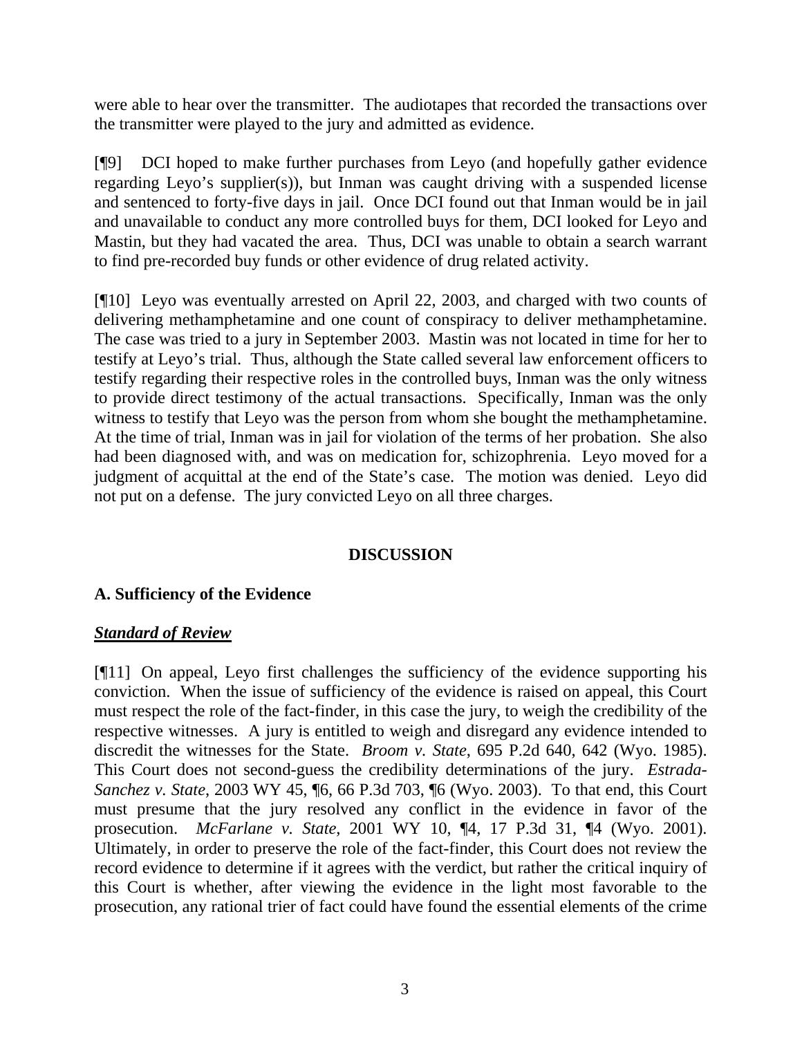were able to hear over the transmitter. The audiotapes that recorded the transactions over the transmitter were played to the jury and admitted as evidence.

[¶9] DCI hoped to make further purchases from Leyo (and hopefully gather evidence regarding Leyo's supplier(s)), but Inman was caught driving with a suspended license and sentenced to forty-five days in jail. Once DCI found out that Inman would be in jail and unavailable to conduct any more controlled buys for them, DCI looked for Leyo and Mastin, but they had vacated the area. Thus, DCI was unable to obtain a search warrant to find pre-recorded buy funds or other evidence of drug related activity.

[¶10] Leyo was eventually arrested on April 22, 2003, and charged with two counts of delivering methamphetamine and one count of conspiracy to deliver methamphetamine. The case was tried to a jury in September 2003. Mastin was not located in time for her to testify at Leyo's trial. Thus, although the State called several law enforcement officers to testify regarding their respective roles in the controlled buys, Inman was the only witness to provide direct testimony of the actual transactions. Specifically, Inman was the only witness to testify that Leyo was the person from whom she bought the methamphetamine. At the time of trial, Inman was in jail for violation of the terms of her probation. She also had been diagnosed with, and was on medication for, schizophrenia. Leyo moved for a judgment of acquittal at the end of the State's case. The motion was denied. Leyo did not put on a defense. The jury convicted Leyo on all three charges.

## DISCUSSION

### A. Sufficiency of the Evidence

***Standard of Review***

[¶11] On appeal, Leyo first challenges the sufficiency of the evidence supporting his conviction. When the issue of sufficiency of the evidence is raised on appeal, this Court must respect the role of the fact-finder, in this case the jury, to weigh the credibility of the respective witnesses. A jury is entitled to weigh and disregard any evidence intended to discredit the witnesses for the State. *Broom v. State*, 695 P.2d 640, 642 (Wyo. 1985). This Court does not second-guess the credibility determinations of the jury. *Estrada-Sanchez v. State*, 2003 WY 45, ¶6, 66 P.3d 703, ¶6 (Wyo. 2003). To that end, this Court must presume that the jury resolved any conflict in the evidence in favor of the prosecution. *McFarlane v. State*, 2001 WY 10, ¶4, 17 P.3d 31, ¶4 (Wyo. 2001). Ultimately, in order to preserve the role of the fact-finder, this Court does not review the record evidence to determine if it agrees with the verdict, but rather the critical inquiry of this Court is whether, after viewing the evidence in the light most favorable to the prosecution, any rational trier of fact could have found the essential elements of the crime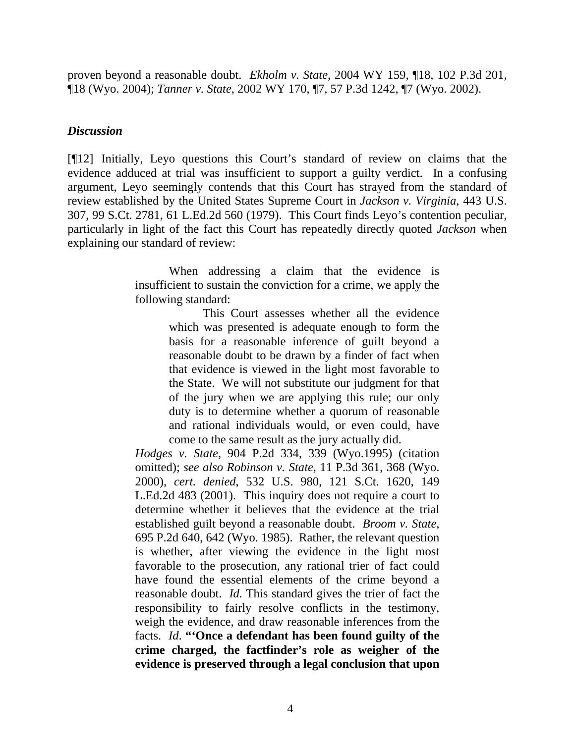proven beyond a reasonable doubt. *Ekholm v. State*, 2004 WY 159, ¶18, 102 P.3d 201, ¶18 (Wyo. 2004); *Tanner v. State*, 2002 WY 170, ¶7, 57 P.3d 1242, ¶7 (Wyo. 2002).

### *Discussion*

[¶12] Initially, Leyo questions this Court's standard of review on claims that the evidence adduced at trial was insufficient to support a guilty verdict. In a confusing argument, Leyo seemingly contends that this Court has strayed from the standard of review established by the United States Supreme Court in *Jackson v. Virginia*, 443 U.S. 307, 99 S.Ct. 2781, 61 L.Ed.2d 560 (1979). This Court finds Leyo's contention peculiar, particularly in light of the fact this Court has repeatedly directly quoted *Jackson* when explaining our standard of review:

> When addressing a claim that the evidence is insufficient to sustain the conviction for a crime, we apply the following standard:
>
> > This Court assesses whether all the evidence which was presented is adequate enough to form the basis for a reasonable inference of guilt beyond a reasonable doubt to be drawn by a finder of fact when that evidence is viewed in the light most favorable to the State. We will not substitute our judgment for that of the jury when we are applying this rule; our only duty is to determine whether a quorum of reasonable and rational individuals would, or even could, have come to the same result as the jury actually did.
>
> *Hodges v. State*, 904 P.2d 334, 339 (Wyo.1995) (citation omitted); *see also Robinson v. State*, 11 P.3d 361, 368 (Wyo. 2000), *cert. denied*, 532 U.S. 980, 121 S.Ct. 1620, 149 L.Ed.2d 483 (2001). This inquiry does not require a court to determine whether it believes that the evidence at the trial established guilt beyond a reasonable doubt. *Broom v. State*, 695 P.2d 640, 642 (Wyo. 1985). Rather, the relevant question is whether, after viewing the evidence in the light most favorable to the prosecution, any rational trier of fact could have found the essential elements of the crime beyond a reasonable doubt. *Id.* This standard gives the trier of fact the responsibility to fairly resolve conflicts in the testimony, weigh the evidence, and draw reasonable inferences from the facts. *Id*. **"'Once a defendant has been found guilty of the crime charged, the factfinder's role as weigher of the evidence is preserved through a legal conclusion that upon**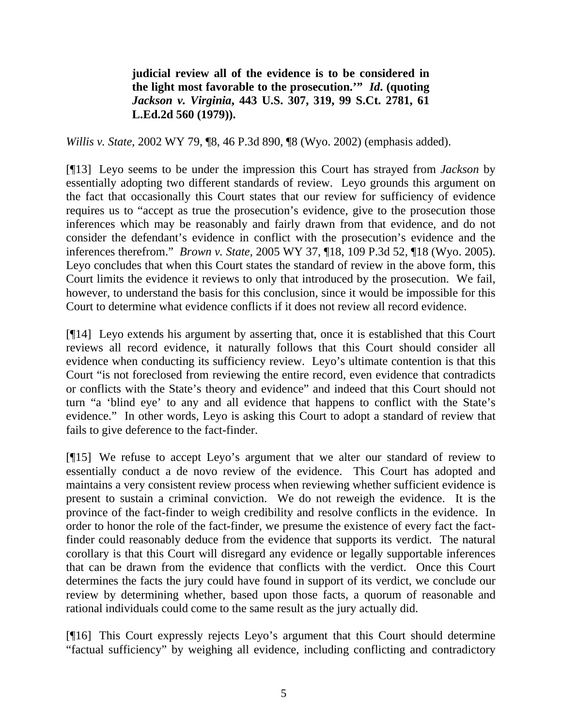> **judicial review all of the evidence is to be considered in the light most favorable to the prosecution.'" *Id*. (quoting *Jackson v. Virginia*, 443 U.S. 307, 319, 99 S.Ct. 2781, 61 L.Ed.2d 560 (1979)).**

*Willis v. State*, 2002 WY 79, ¶8, 46 P.3d 890, ¶8 (Wyo. 2002) (emphasis added).

[¶13] Leyo seems to be under the impression this Court has strayed from *Jackson* by essentially adopting two different standards of review. Leyo grounds this argument on the fact that occasionally this Court states that our review for sufficiency of evidence requires us to "accept as true the prosecution's evidence, give to the prosecution those inferences which may be reasonably and fairly drawn from that evidence, and do not consider the defendant's evidence in conflict with the prosecution's evidence and the inferences therefrom." *Brown v. State*, 2005 WY 37, ¶18, 109 P.3d 52, ¶18 (Wyo. 2005). Leyo concludes that when this Court states the standard of review in the above form, this Court limits the evidence it reviews to only that introduced by the prosecution. We fail, however, to understand the basis for this conclusion, since it would be impossible for this Court to determine what evidence conflicts if it does not review all record evidence.

[¶14] Leyo extends his argument by asserting that, once it is established that this Court reviews all record evidence, it naturally follows that this Court should consider all evidence when conducting its sufficiency review. Leyo's ultimate contention is that this Court "is not foreclosed from reviewing the entire record, even evidence that contradicts or conflicts with the State's theory and evidence" and indeed that this Court should not turn "a 'blind eye' to any and all evidence that happens to conflict with the State's evidence." In other words, Leyo is asking this Court to adopt a standard of review that fails to give deference to the fact-finder.

[¶15] We refuse to accept Leyo's argument that we alter our standard of review to essentially conduct a de novo review of the evidence. This Court has adopted and maintains a very consistent review process when reviewing whether sufficient evidence is present to sustain a criminal conviction. We do not reweigh the evidence. It is the province of the fact-finder to weigh credibility and resolve conflicts in the evidence. In order to honor the role of the fact-finder, we presume the existence of every fact the fact-finder could reasonably deduce from the evidence that supports its verdict. The natural corollary is that this Court will disregard any evidence or legally supportable inferences that can be drawn from the evidence that conflicts with the verdict. Once this Court determines the facts the jury could have found in support of its verdict, we conclude our review by determining whether, based upon those facts, a quorum of reasonable and rational individuals could come to the same result as the jury actually did.

[¶16] This Court expressly rejects Leyo's argument that this Court should determine "factual sufficiency" by weighing all evidence, including conflicting and contradictory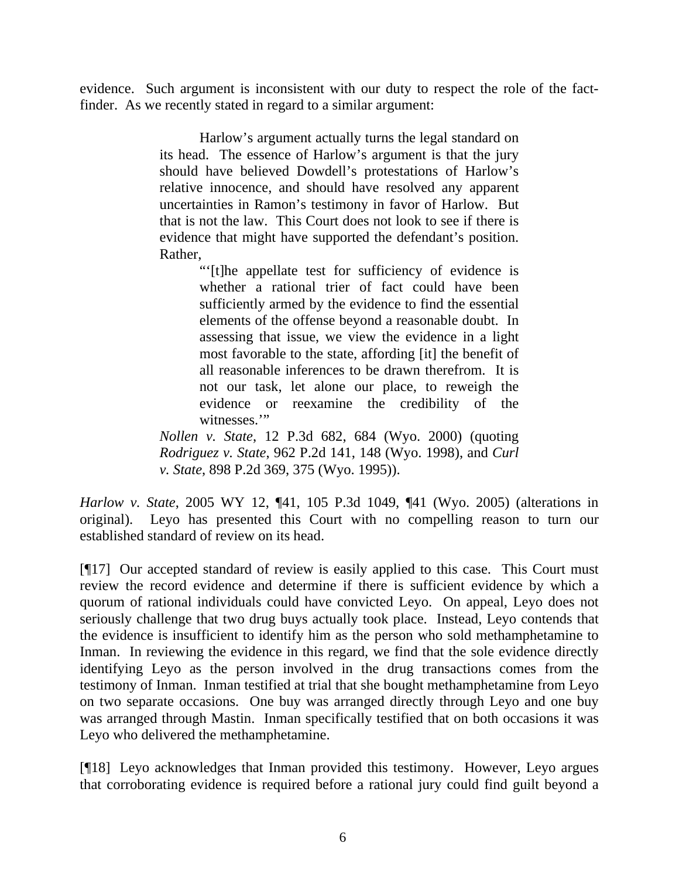evidence. Such argument is inconsistent with our duty to respect the role of the fact-finder. As we recently stated in regard to a similar argument:

> Harlow's argument actually turns the legal standard on its head. The essence of Harlow's argument is that the jury should have believed Dowdell's protestations of Harlow's relative innocence, and should have resolved any apparent uncertainties in Ramon's testimony in favor of Harlow. But that is not the law. This Court does not look to see if there is evidence that might have supported the defendant's position. Rather,
>
> > "'[t]he appellate test for sufficiency of evidence is whether a rational trier of fact could have been sufficiently armed by the evidence to find the essential elements of the offense beyond a reasonable doubt. In assessing that issue, we view the evidence in a light most favorable to the state, affording [it] the benefit of all reasonable inferences to be drawn therefrom. It is not our task, let alone our place, to reweigh the evidence or reexamine the credibility of the witnesses.'"
>
> *Nollen v. State*, 12 P.3d 682, 684 (Wyo. 2000) (quoting *Rodriguez v. State*, 962 P.2d 141, 148 (Wyo. 1998), and *Curl v. State*, 898 P.2d 369, 375 (Wyo. 1995)).

*Harlow v. State*, 2005 WY 12, ¶41, 105 P.3d 1049, ¶41 (Wyo. 2005) (alterations in original). Leyo has presented this Court with no compelling reason to turn our established standard of review on its head.

[¶17] Our accepted standard of review is easily applied to this case. This Court must review the record evidence and determine if there is sufficient evidence by which a quorum of rational individuals could have convicted Leyo. On appeal, Leyo does not seriously challenge that two drug buys actually took place. Instead, Leyo contends that the evidence is insufficient to identify him as the person who sold methamphetamine to Inman. In reviewing the evidence in this regard, we find that the sole evidence directly identifying Leyo as the person involved in the drug transactions comes from the testimony of Inman. Inman testified at trial that she bought methamphetamine from Leyo on two separate occasions. One buy was arranged directly through Leyo and one buy was arranged through Mastin. Inman specifically testified that on both occasions it was Leyo who delivered the methamphetamine.

[¶18] Leyo acknowledges that Inman provided this testimony. However, Leyo argues that corroborating evidence is required before a rational jury could find guilt beyond a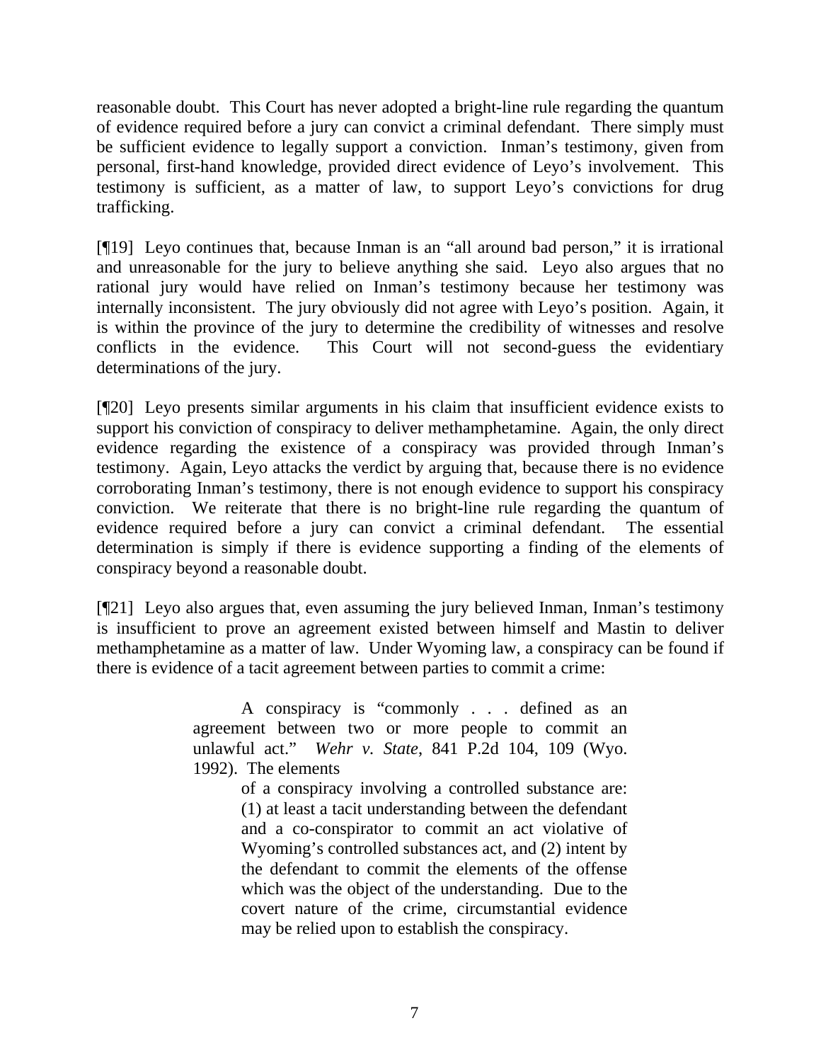reasonable doubt. This Court has never adopted a bright-line rule regarding the quantum of evidence required before a jury can convict a criminal defendant. There simply must be sufficient evidence to legally support a conviction. Inman's testimony, given from personal, first-hand knowledge, provided direct evidence of Leyo's involvement. This testimony is sufficient, as a matter of law, to support Leyo's convictions for drug trafficking.

[¶19] Leyo continues that, because Inman is an "all around bad person," it is irrational and unreasonable for the jury to believe anything she said. Leyo also argues that no rational jury would have relied on Inman's testimony because her testimony was internally inconsistent. The jury obviously did not agree with Leyo's position. Again, it is within the province of the jury to determine the credibility of witnesses and resolve conflicts in the evidence. This Court will not second-guess the evidentiary determinations of the jury.

[¶20] Leyo presents similar arguments in his claim that insufficient evidence exists to support his conviction of conspiracy to deliver methamphetamine. Again, the only direct evidence regarding the existence of a conspiracy was provided through Inman's testimony. Again, Leyo attacks the verdict by arguing that, because there is no evidence corroborating Inman's testimony, there is not enough evidence to support his conspiracy conviction. We reiterate that there is no bright-line rule regarding the quantum of evidence required before a jury can convict a criminal defendant. The essential determination is simply if there is evidence supporting a finding of the elements of conspiracy beyond a reasonable doubt.

[¶21] Leyo also argues that, even assuming the jury believed Inman, Inman's testimony is insufficient to prove an agreement existed between himself and Mastin to deliver methamphetamine as a matter of law. Under Wyoming law, a conspiracy can be found if there is evidence of a tacit agreement between parties to commit a crime:

> A conspiracy is "commonly . . . defined as an agreement between two or more people to commit an unlawful act." *Wehr v. State*, 841 P.2d 104, 109 (Wyo. 1992). The elements
>
> > of a conspiracy involving a controlled substance are: (1) at least a tacit understanding between the defendant and a co-conspirator to commit an act violative of Wyoming's controlled substances act, and (2) intent by the defendant to commit the elements of the offense which was the object of the understanding. Due to the covert nature of the crime, circumstantial evidence may be relied upon to establish the conspiracy.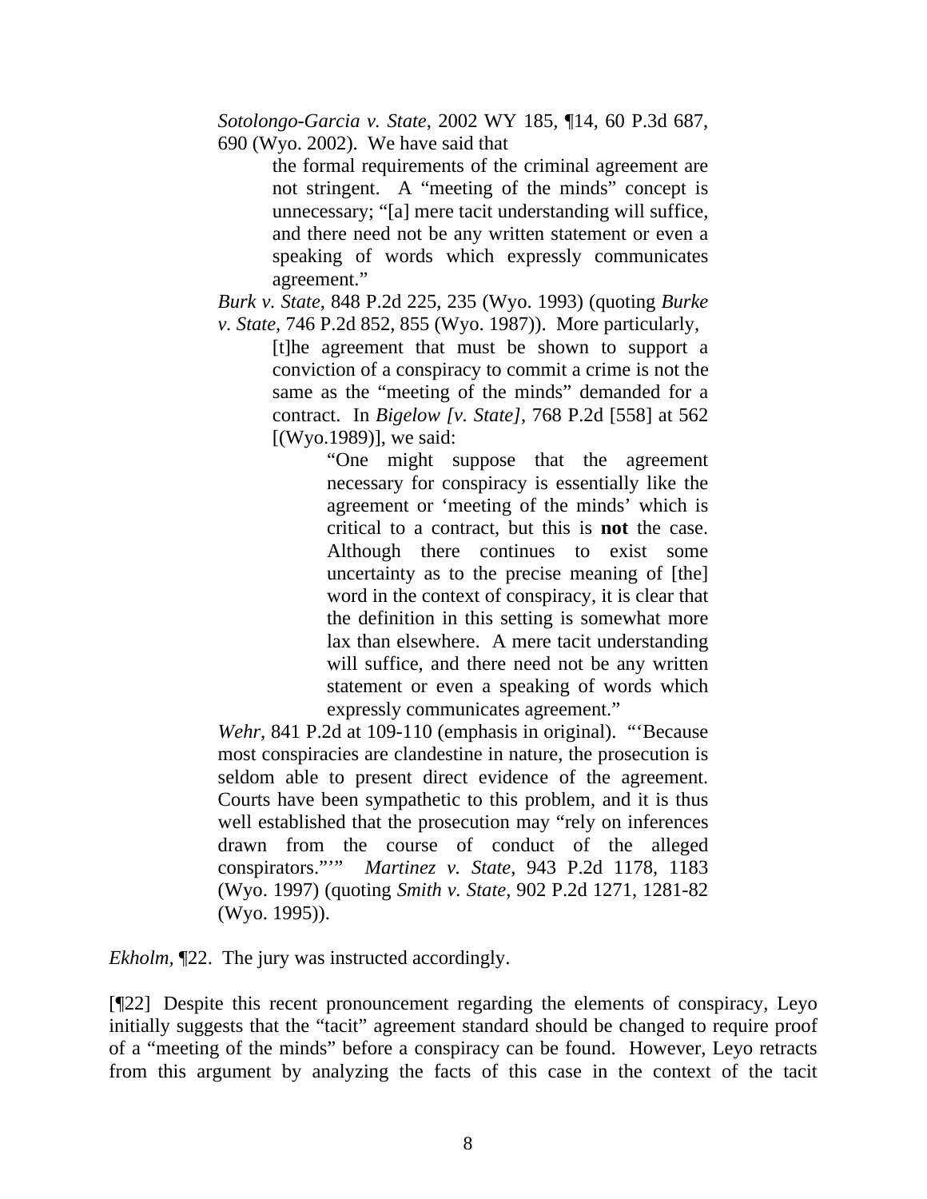> *Sotolongo-Garcia v. State*, 2002 WY 185, ¶14, 60 P.3d 687, 690 (Wyo. 2002). We have said that
>
> > the formal requirements of the criminal agreement are not stringent. A "meeting of the minds" concept is unnecessary; "[a] mere tacit understanding will suffice, and there need not be any written statement or even a speaking of words which expressly communicates agreement."
>
> *Burk v. State*, 848 P.2d 225, 235 (Wyo. 1993) (quoting *Burke v. State*, 746 P.2d 852, 855 (Wyo. 1987)). More particularly,
>
> > [t]he agreement that must be shown to support a conviction of a conspiracy to commit a crime is not the same as the "meeting of the minds" demanded for a contract. In *Bigelow [v. State]*, 768 P.2d [558] at 562 [(Wyo.1989)], we said:
> >
> > > "One might suppose that the agreement necessary for conspiracy is essentially like the agreement or 'meeting of the minds' which is critical to a contract, but this is **not** the case. Although there continues to exist some uncertainty as to the precise meaning of [the] word in the context of conspiracy, it is clear that the definition in this setting is somewhat more lax than elsewhere. A mere tacit understanding will suffice, and there need not be any written statement or even a speaking of words which expressly communicates agreement."
>
> *Wehr*, 841 P.2d at 109-110 (emphasis in original). "'Because most conspiracies are clandestine in nature, the prosecution is seldom able to present direct evidence of the agreement. Courts have been sympathetic to this problem, and it is thus well established that the prosecution may "rely on inferences drawn from the course of conduct of the alleged conspirators."'" *Martinez v. State*, 943 P.2d 1178, 1183 (Wyo. 1997) (quoting *Smith v. State*, 902 P.2d 1271, 1281-82 (Wyo. 1995)).

*Ekholm*, ¶22. The jury was instructed accordingly.

[¶22] Despite this recent pronouncement regarding the elements of conspiracy, Leyo initially suggests that the "tacit" agreement standard should be changed to require proof of a "meeting of the minds" before a conspiracy can be found. However, Leyo retracts from this argument by analyzing the facts of this case in the context of the tacit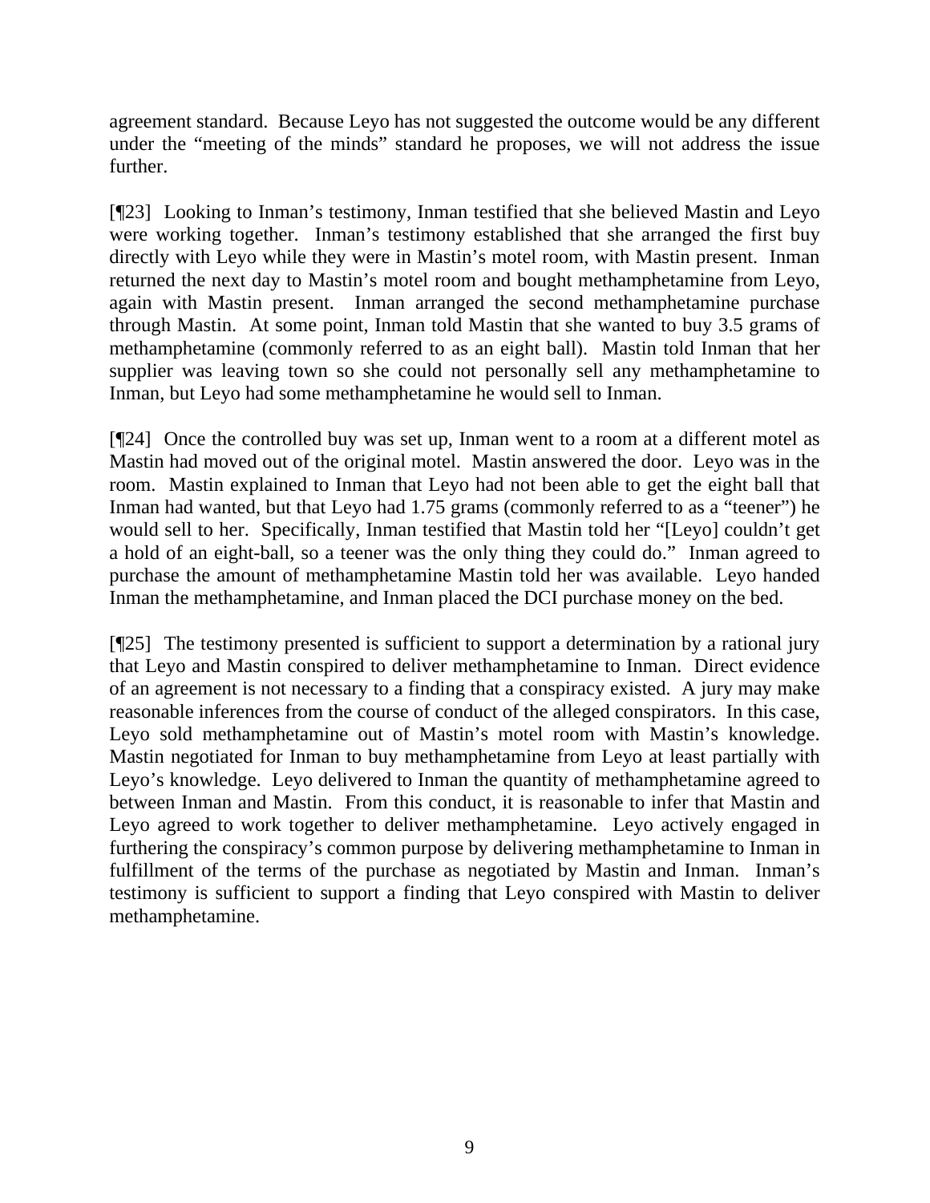agreement standard. Because Leyo has not suggested the outcome would be any different under the "meeting of the minds" standard he proposes, we will not address the issue further.

[¶23] Looking to Inman's testimony, Inman testified that she believed Mastin and Leyo were working together. Inman's testimony established that she arranged the first buy directly with Leyo while they were in Mastin's motel room, with Mastin present. Inman returned the next day to Mastin's motel room and bought methamphetamine from Leyo, again with Mastin present. Inman arranged the second methamphetamine purchase through Mastin. At some point, Inman told Mastin that she wanted to buy 3.5 grams of methamphetamine (commonly referred to as an eight ball). Mastin told Inman that her supplier was leaving town so she could not personally sell any methamphetamine to Inman, but Leyo had some methamphetamine he would sell to Inman.

[¶24] Once the controlled buy was set up, Inman went to a room at a different motel as Mastin had moved out of the original motel. Mastin answered the door. Leyo was in the room. Mastin explained to Inman that Leyo had not been able to get the eight ball that Inman had wanted, but that Leyo had 1.75 grams (commonly referred to as a "teener") he would sell to her. Specifically, Inman testified that Mastin told her "[Leyo] couldn't get a hold of an eight-ball, so a teener was the only thing they could do." Inman agreed to purchase the amount of methamphetamine Mastin told her was available. Leyo handed Inman the methamphetamine, and Inman placed the DCI purchase money on the bed.

[¶25] The testimony presented is sufficient to support a determination by a rational jury that Leyo and Mastin conspired to deliver methamphetamine to Inman. Direct evidence of an agreement is not necessary to a finding that a conspiracy existed. A jury may make reasonable inferences from the course of conduct of the alleged conspirators. In this case, Leyo sold methamphetamine out of Mastin's motel room with Mastin's knowledge. Mastin negotiated for Inman to buy methamphetamine from Leyo at least partially with Leyo's knowledge. Leyo delivered to Inman the quantity of methamphetamine agreed to between Inman and Mastin. From this conduct, it is reasonable to infer that Mastin and Leyo agreed to work together to deliver methamphetamine. Leyo actively engaged in furthering the conspiracy's common purpose by delivering methamphetamine to Inman in fulfillment of the terms of the purchase as negotiated by Mastin and Inman. Inman's testimony is sufficient to support a finding that Leyo conspired with Mastin to deliver methamphetamine.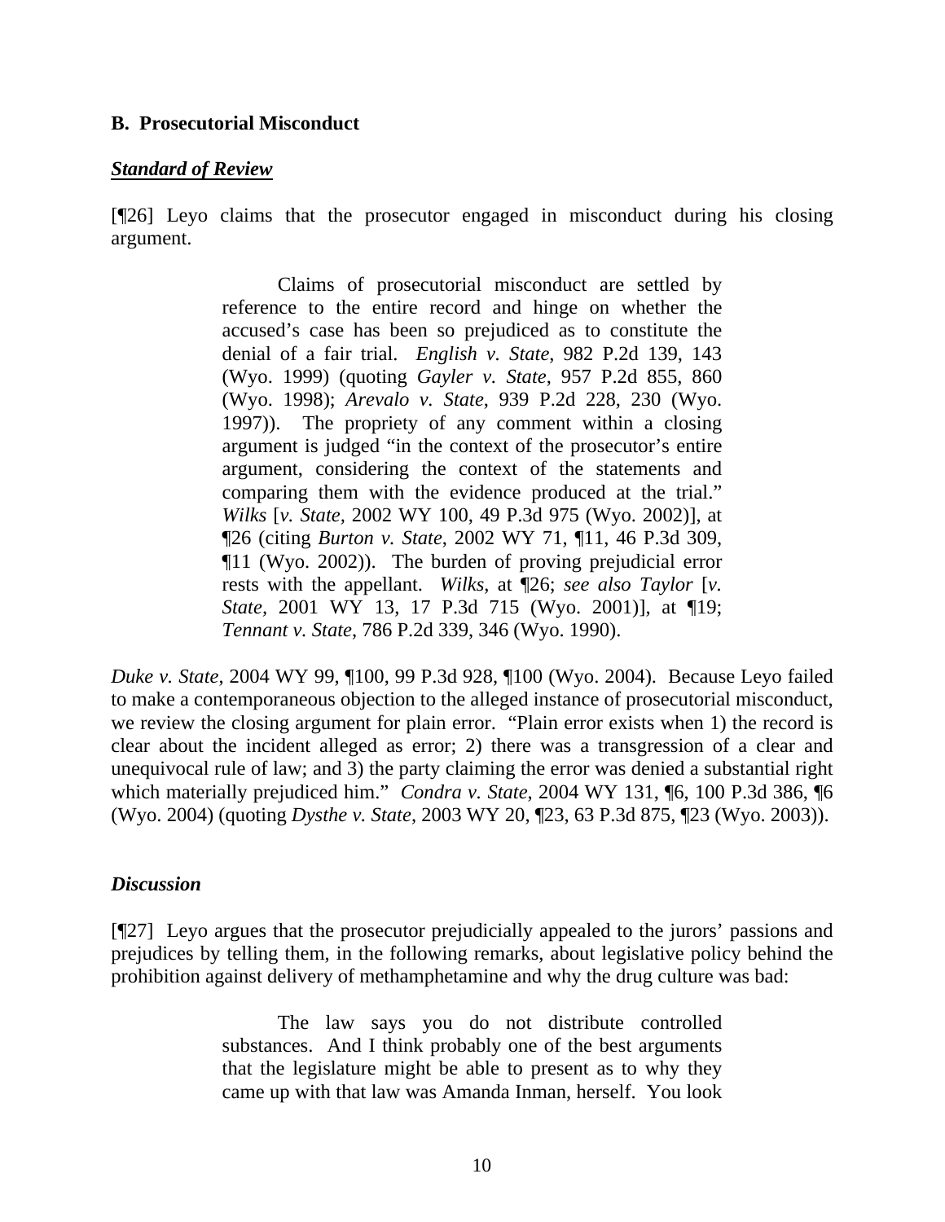### B. Prosecutorial Misconduct

***Standard of Review***

[¶26] Leyo claims that the prosecutor engaged in misconduct during his closing argument.

> Claims of prosecutorial misconduct are settled by reference to the entire record and hinge on whether the accused's case has been so prejudiced as to constitute the denial of a fair trial. *English v. State*, 982 P.2d 139, 143 (Wyo. 1999) (quoting *Gayler v. State*, 957 P.2d 855, 860 (Wyo. 1998); *Arevalo v. State*, 939 P.2d 228, 230 (Wyo. 1997)). The propriety of any comment within a closing argument is judged "in the context of the prosecutor's entire argument, considering the context of the statements and comparing them with the evidence produced at the trial." *Wilks* [*v. State*, 2002 WY 100, 49 P.3d 975 (Wyo. 2002)], at ¶26 (citing *Burton v. State*, 2002 WY 71, ¶11, 46 P.3d 309, ¶11 (Wyo. 2002)). The burden of proving prejudicial error rests with the appellant. *Wilks*, at ¶26; *see also Taylor* [*v. State*, 2001 WY 13, 17 P.3d 715 (Wyo. 2001)], at ¶19; *Tennant v. State*, 786 P.2d 339, 346 (Wyo. 1990).

*Duke v. State*, 2004 WY 99, ¶100, 99 P.3d 928, ¶100 (Wyo. 2004). Because Leyo failed to make a contemporaneous objection to the alleged instance of prosecutorial misconduct, we review the closing argument for plain error. "Plain error exists when 1) the record is clear about the incident alleged as error; 2) there was a transgression of a clear and unequivocal rule of law; and 3) the party claiming the error was denied a substantial right which materially prejudiced him." *Condra v. State*, 2004 WY 131, ¶6, 100 P.3d 386, ¶6 (Wyo. 2004) (quoting *Dysthe v. State*, 2003 WY 20, ¶23, 63 P.3d 875, ¶23 (Wyo. 2003)).

***Discussion***

[¶27] Leyo argues that the prosecutor prejudicially appealed to the jurors' passions and prejudices by telling them, in the following remarks, about legislative policy behind the prohibition against delivery of methamphetamine and why the drug culture was bad:

> The law says you do not distribute controlled substances. And I think probably one of the best arguments that the legislature might be able to present as to why they came up with that law was Amanda Inman, herself. You look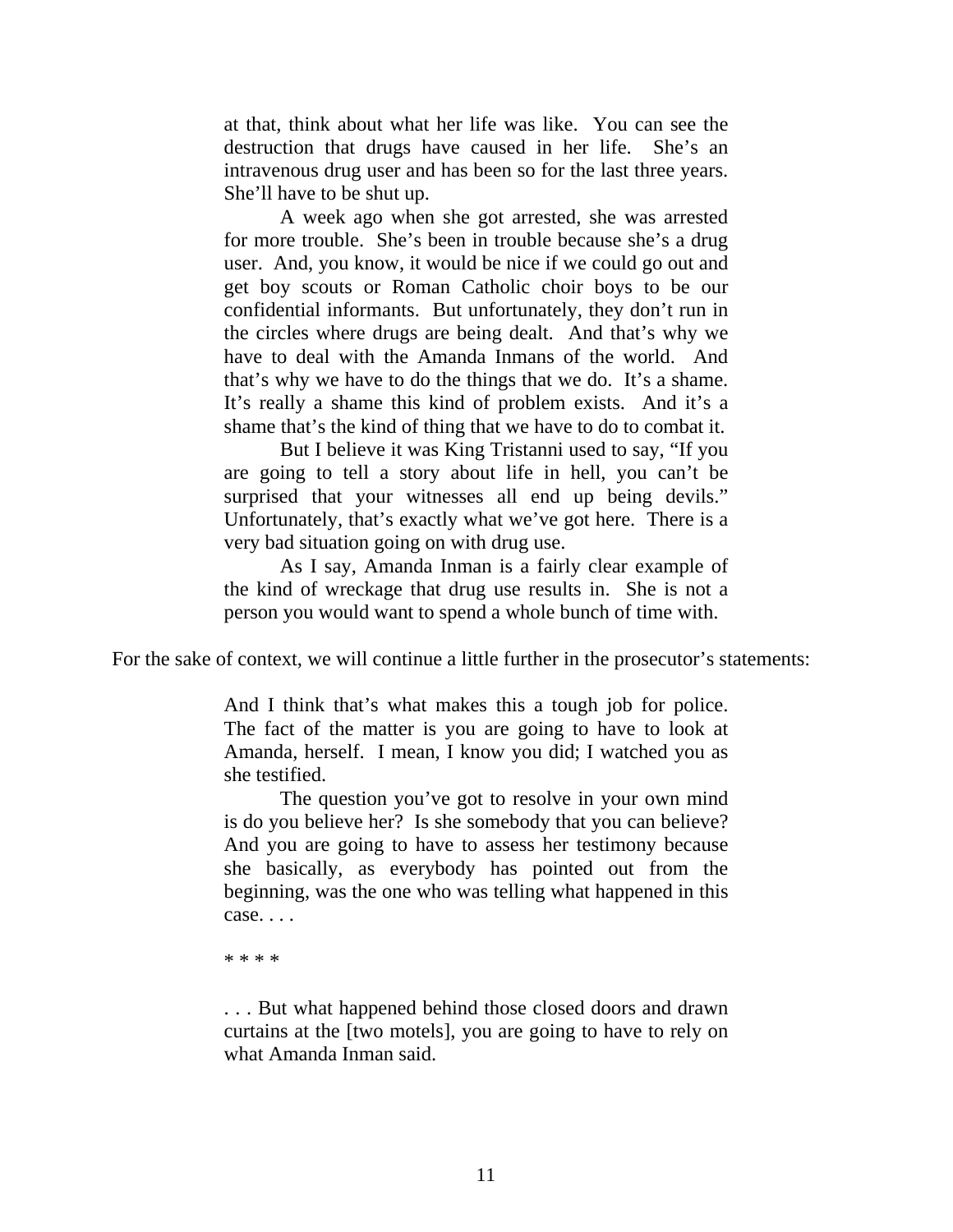> at that, think about what her life was like. You can see the destruction that drugs have caused in her life. She's an intravenous drug user and has been so for the last three years. She'll have to be shut up.
>
> A week ago when she got arrested, she was arrested for more trouble. She's been in trouble because she's a drug user. And, you know, it would be nice if we could go out and get boy scouts or Roman Catholic choir boys to be our confidential informants. But unfortunately, they don't run in the circles where drugs are being dealt. And that's why we have to deal with the Amanda Inmans of the world. And that's why we have to do the things that we do. It's a shame. It's really a shame this kind of problem exists. And it's a shame that's the kind of thing that we have to do to combat it.
>
> But I believe it was King Tristanni used to say, "If you are going to tell a story about life in hell, you can't be surprised that your witnesses all end up being devils." Unfortunately, that's exactly what we've got here. There is a very bad situation going on with drug use.
>
> As I say, Amanda Inman is a fairly clear example of the kind of wreckage that drug use results in. She is not a person you would want to spend a whole bunch of time with.

For the sake of context, we will continue a little further in the prosecutor's statements:

> And I think that's what makes this a tough job for police. The fact of the matter is you are going to have to look at Amanda, herself. I mean, I know you did; I watched you as she testified.
>
> The question you've got to resolve in your own mind is do you believe her? Is she somebody that you can believe? And you are going to have to assess her testimony because she basically, as everybody has pointed out from the beginning, was the one who was telling what happened in this case. . . .
>
> * * * *
>
> . . . But what happened behind those closed doors and drawn curtains at the [two motels], you are going to have to rely on what Amanda Inman said.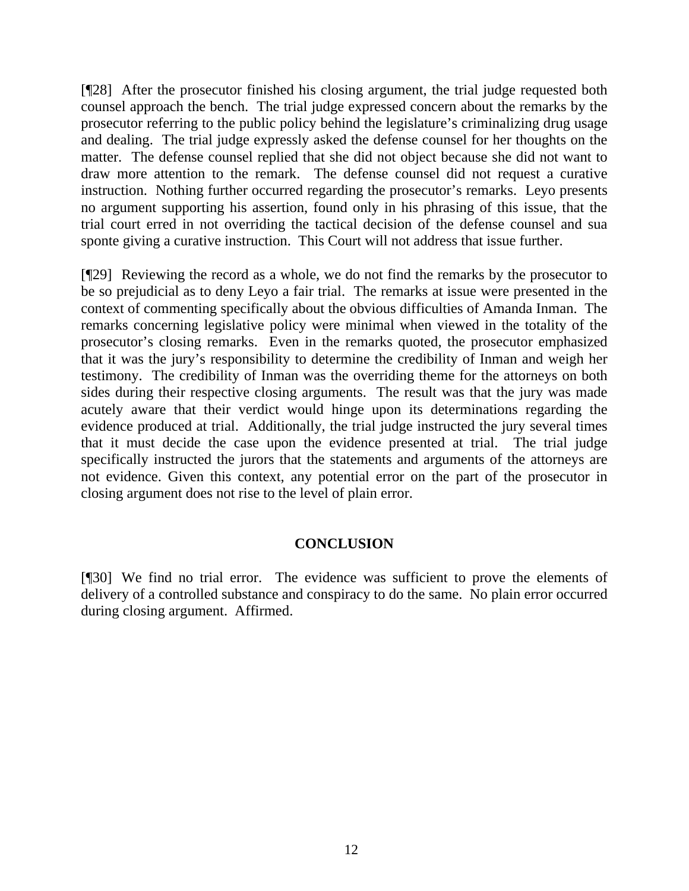[¶28] After the prosecutor finished his closing argument, the trial judge requested both counsel approach the bench. The trial judge expressed concern about the remarks by the prosecutor referring to the public policy behind the legislature's criminalizing drug usage and dealing. The trial judge expressly asked the defense counsel for her thoughts on the matter. The defense counsel replied that she did not object because she did not want to draw more attention to the remark. The defense counsel did not request a curative instruction. Nothing further occurred regarding the prosecutor's remarks. Leyo presents no argument supporting his assertion, found only in his phrasing of this issue, that the trial court erred in not overriding the tactical decision of the defense counsel and sua sponte giving a curative instruction. This Court will not address that issue further.

[¶29] Reviewing the record as a whole, we do not find the remarks by the prosecutor to be so prejudicial as to deny Leyo a fair trial. The remarks at issue were presented in the context of commenting specifically about the obvious difficulties of Amanda Inman. The remarks concerning legislative policy were minimal when viewed in the totality of the prosecutor's closing remarks. Even in the remarks quoted, the prosecutor emphasized that it was the jury's responsibility to determine the credibility of Inman and weigh her testimony. The credibility of Inman was the overriding theme for the attorneys on both sides during their respective closing arguments. The result was that the jury was made acutely aware that their verdict would hinge upon its determinations regarding the evidence produced at trial. Additionally, the trial judge instructed the jury several times that it must decide the case upon the evidence presented at trial. The trial judge specifically instructed the jurors that the statements and arguments of the attorneys are not evidence. Given this context, any potential error on the part of the prosecutor in closing argument does not rise to the level of plain error.

## CONCLUSION

[¶30] We find no trial error. The evidence was sufficient to prove the elements of delivery of a controlled substance and conspiracy to do the same. No plain error occurred during closing argument. Affirmed.